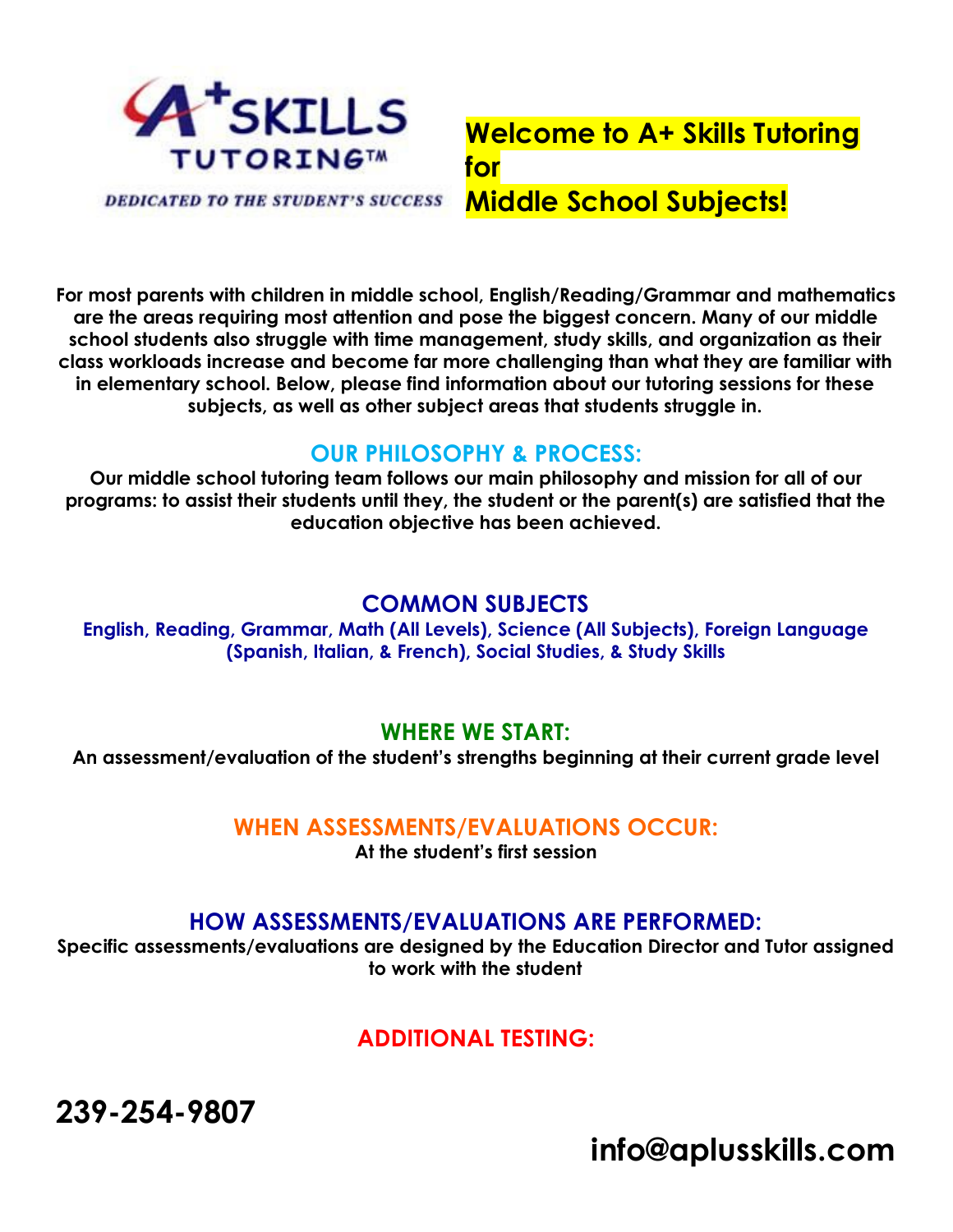A+ SKILLS TUTORING™

*DEDICATED TO THE STUDENT'S SUCCESS*

# Welcome to A+ Skills Tutoring for Middle School Subjects!

**For most parents with children in middle school, English/Reading/Grammar and mathematics are the areas requiring most attention and pose the biggest concern. Many of our middle school students also struggle with time management, study skills, and organization as their class workloads increase and become far more challenging than what they are familiar with in elementary school. Below, please find information about our tutoring sessions for these subjects, as well as other subject areas that students struggle in.**

## OUR PHILOSOPHY & PROCESS:

**Our middle school tutoring team follows our main philosophy and mission for all of our programs: to assist their students until they, the student or the parent(s) are satisfied that the education objective has been achieved.**

## COMMON SUBJECTS

**English, Reading, Grammar, Math (All Levels), Science (All Subjects), Foreign Language (Spanish, Italian, & French), Social Studies, & Study Skills**

## WHERE WE START:

**An assessment/evaluation of the student's strengths beginning at their current grade level**

## WHEN ASSESSMENTS/EVALUATIONS OCCUR:

**At the student's first session**

## HOW ASSESSMENTS/EVALUATIONS ARE PERFORMED:

**Specific assessments/evaluations are designed by the Education Director and Tutor assigned to work with the student**

## ADDITIONAL TESTING:

**239-254-9807**

**info@aplusskills.com**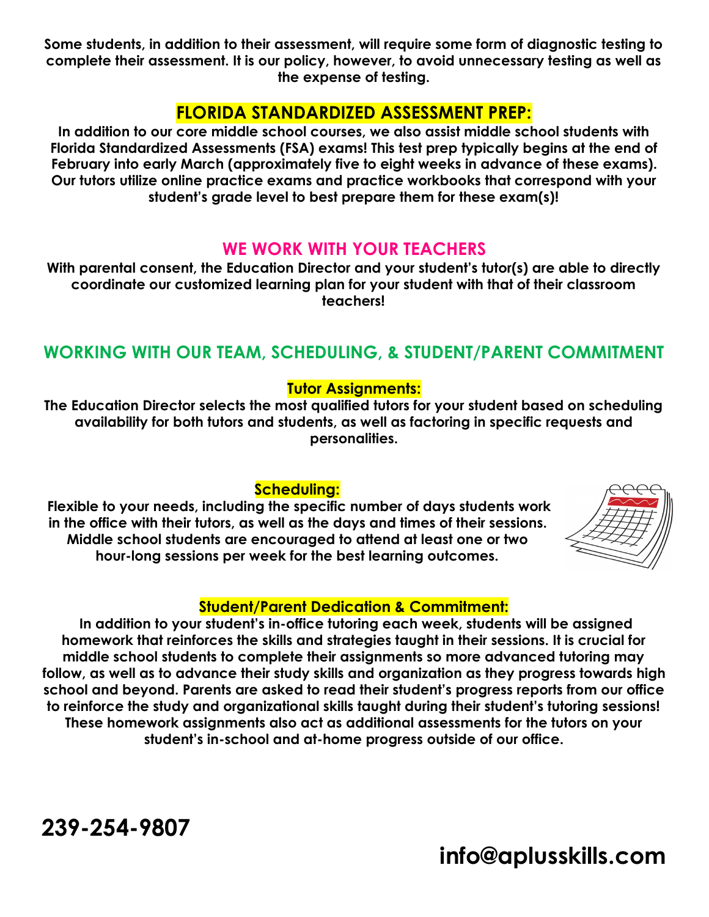**Some students, in addition to their assessment, will require some form of diagnostic testing to complete their assessment. It is our policy, however, to avoid unnecessary testing as well as the expense of testing.**

## FLORIDA STANDARDIZED ASSESSMENT PREP:

**In addition to our core middle school courses, we also assist middle school students with Florida Standardized Assessments (FSA) exams! This test prep typically begins at the end of February into early March (approximately five to eight weeks in advance of these exams). Our tutors utilize online practice exams and practice workbooks that correspond with your student's grade level to best prepare them for these exam(s)!**

## WE WORK WITH YOUR TEACHERS

**With parental consent, the Education Director and your student's tutor(s) are able to directly coordinate our customized learning plan for your student with that of their classroom teachers!**

## WORKING WITH OUR TEAM, SCHEDULING, & STUDENT/PARENT COMMITMENT

### Tutor Assignments:

**The Education Director selects the most qualified tutors for your student based on scheduling availability for both tutors and students, as well as factoring in specific requests and personalities.**

### Scheduling:

**Flexible to your needs, including the specific number of days students work in the office with their tutors, as well as the days and times of their sessions. Middle school students are encouraged to attend at least one or two hour-long sessions per week for the best learning outcomes.**

### Student/Parent Dedication & Commitment:

**In addition to your student's in-office tutoring each week, students will be assigned homework that reinforces the skills and strategies taught in their sessions. It is crucial for middle school students to complete their assignments so more advanced tutoring may follow, as well as to advance their study skills and organization as they progress towards high school and beyond. Parents are asked to read their student's progress reports from our office to reinforce the study and organizational skills taught during their student's tutoring sessions! These homework assignments also act as additional assessments for the tutors on your student's in-school and at-home progress outside of our office.**

**239-254-9807**

**info@aplusskills.com**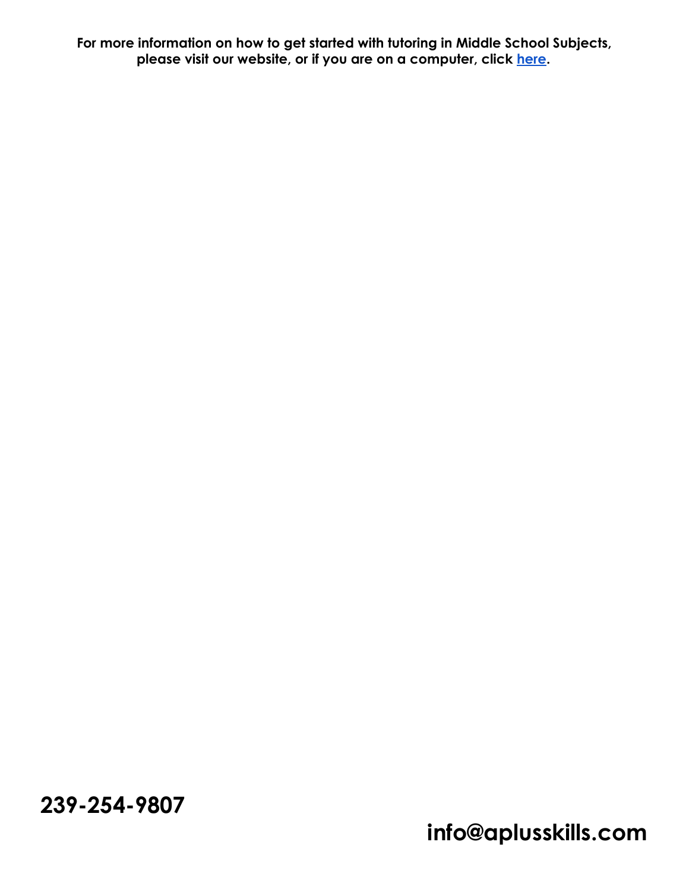**For more information on how to get started with tutoring in Middle School Subjects, please visit our website, or if you are on a computer, click here.**

**239-254-9807**

**info@aplusskills.com**